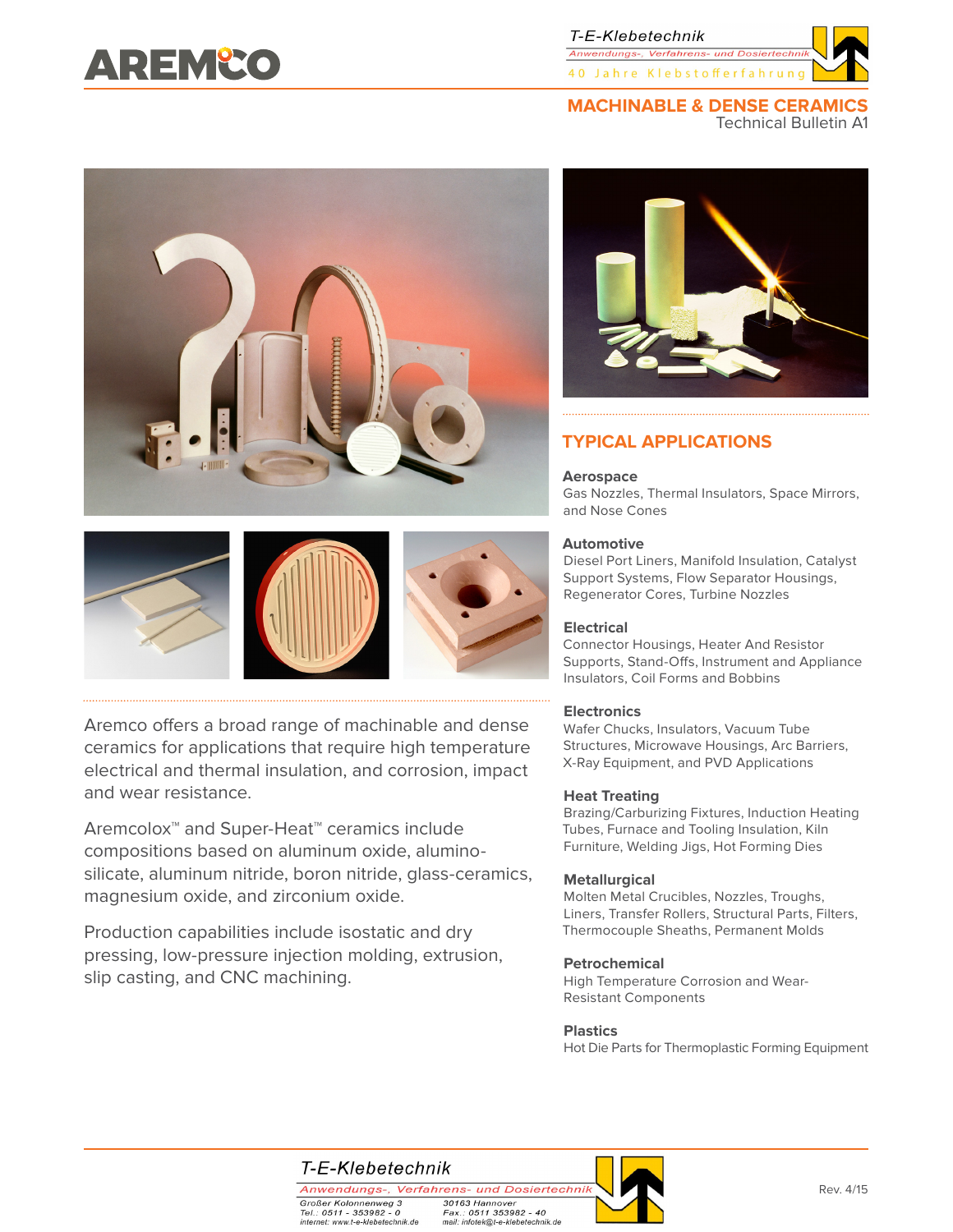# MACHINABLE & DENSE CERAMICS

Technical Bulletin A1

Aremco offers a broad range of machinable and dense ceramics for applications that require high temperature electrical and thermal insulation, and corrosion, impact and wear resistance.

Aremcolox™ and Super-Heat™ ceramics include compositions based on aluminum oxide, alumino-silicate, aluminum nitride, boron nitride, glass-ceramics, magnesium oxide, and zirconium oxide.

Production capabilities include isostatic and dry pressing, low-pressure injection molding, extrusion, slip casting, and CNC machining.

## TYPICAL APPLICATIONS

**Aerospace**
Gas Nozzles, Thermal Insulators, Space Mirrors, and Nose Cones

**Automotive**
Diesel Port Liners, Manifold Insulation, Catalyst Support Systems, Flow Separator Housings, Regenerator Cores, Turbine Nozzles

**Electrical**
Connector Housings, Heater And Resistor Supports, Stand-Offs, Instrument and Appliance Insulators, Coil Forms and Bobbins

**Electronics**
Wafer Chucks, Insulators, Vacuum Tube Structures, Microwave Housings, Arc Barriers, X-Ray Equipment, and PVD Applications

**Heat Treating**
Brazing/Carburizing Fixtures, Induction Heating Tubes, Furnace and Tooling Insulation, Kiln Furniture, Welding Jigs, Hot Forming Dies

**Metallurgical**
Molten Metal Crucibles, Nozzles, Troughs, Liners, Transfer Rollers, Structural Parts, Filters, Thermocouple Sheaths, Permanent Molds

**Petrochemical**
High Temperature Corrosion and Wear-Resistant Components

**Plastics**
Hot Die Parts for Thermoplastic Forming Equipment

T-E-Klebetechnik
Anwendungs-, Verfahrens- und Dosiertechnik
Großer Kolonnenweg 3, 30163 Hannover
Tel.: 0511 - 353982 - 0, Fax.: 0511 353982 - 40
internet: www.t-e-klebetechnik.de, mail: infotek@t-e-klebetechnik.de

Rev. 4/15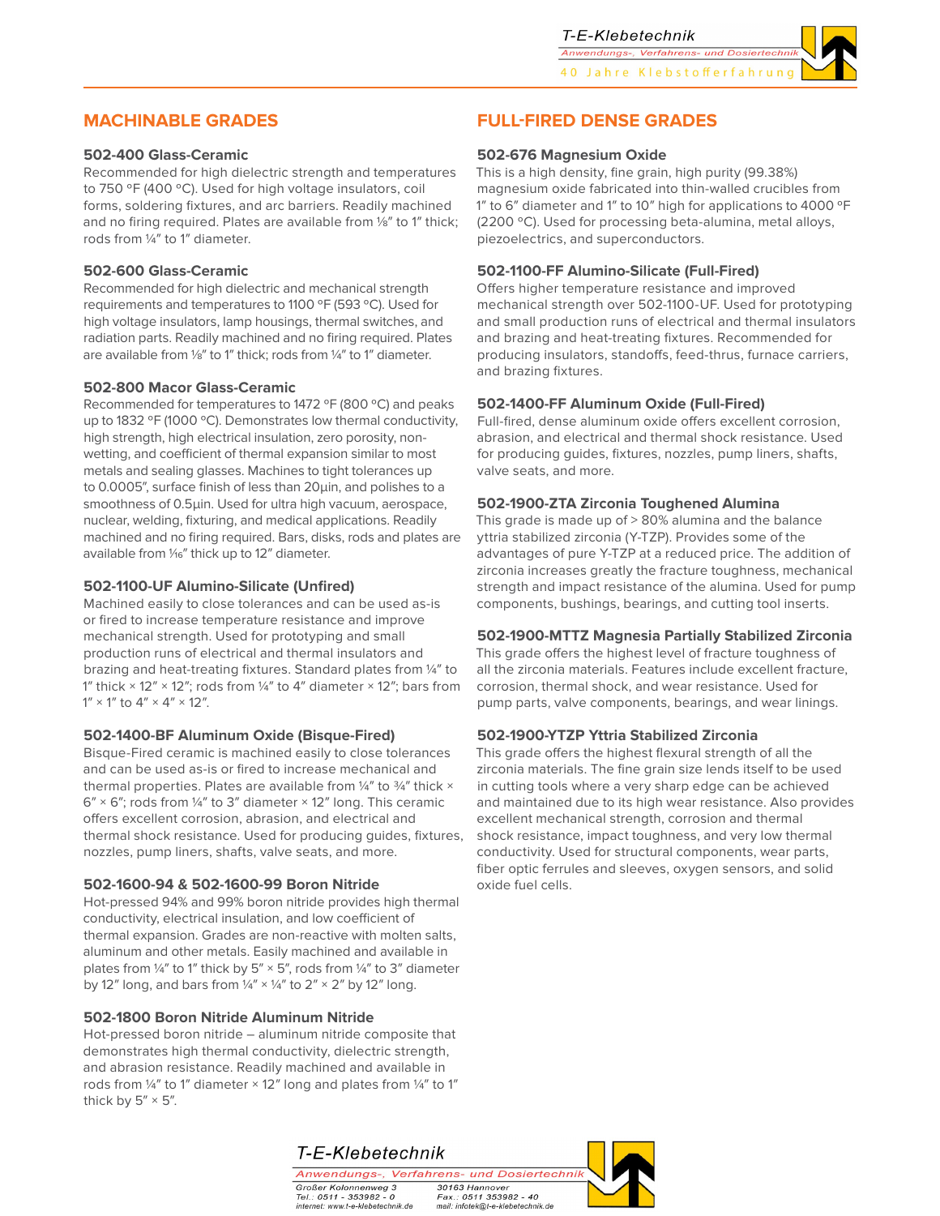## MACHINABLE GRADES

### 502-400 Glass-Ceramic

Recommended for high dielectric strength and temperatures to 750 °F (400 °C). Used for high voltage insulators, coil forms, soldering fixtures, and arc barriers. Readily machined and no firing required. Plates are available from ⅛″ to 1″ thick; rods from ¼″ to 1″ diameter.

### 502-600 Glass-Ceramic

Recommended for high dielectric and mechanical strength requirements and temperatures to 1100 °F (593 °C). Used for high voltage insulators, lamp housings, thermal switches, and radiation parts. Readily machined and no firing required. Plates are available from ⅛″ to 1″ thick; rods from ¼″ to 1″ diameter.

### 502-800 Macor Glass-Ceramic

Recommended for temperatures to 1472 °F (800 °C) and peaks up to 1832 °F (1000 °C). Demonstrates low thermal conductivity, high strength, high electrical insulation, zero porosity, non-wetting, and coefficient of thermal expansion similar to most metals and sealing glasses. Machines to tight tolerances up to 0.0005″, surface finish of less than 20µin, and polishes to a smoothness of 0.5µin. Used for ultra high vacuum, aerospace, nuclear, welding, fixturing, and medical applications. Readily machined and no firing required. Bars, disks, rods and plates are available from 1⁄16″ thick up to 12″ diameter.

### 502-1100-UF Alumino-Silicate (Unfired)

Machined easily to close tolerances and can be used as-is or fired to increase temperature resistance and improve mechanical strength. Used for prototyping and small production runs of electrical and thermal insulators and brazing and heat-treating fixtures. Standard plates from ¼″ to 1″ thick × 12″ × 12″; rods from ¼″ to 4″ diameter × 12″; bars from 1″ × 1″ to 4″ × 4″ × 12″.

### 502-1400-BF Aluminum Oxide (Bisque-Fired)

Bisque-Fired ceramic is machined easily to close tolerances and can be used as-is or fired to increase mechanical and thermal properties. Plates are available from ¼″ to ¾″ thick × 6″ × 6″; rods from ¼″ to 3″ diameter × 12″ long. This ceramic offers excellent corrosion, abrasion, and electrical and thermal shock resistance. Used for producing guides, fixtures, nozzles, pump liners, shafts, valve seats, and more.

### 502-1600-94 & 502-1600-99 Boron Nitride

Hot-pressed 94% and 99% boron nitride provides high thermal conductivity, electrical insulation, and low coefficient of thermal expansion. Grades are non-reactive with molten salts, aluminum and other metals. Easily machined and available in plates from ¼″ to 1″ thick by 5″ × 5″, rods from ¼″ to 3″ diameter by 12″ long, and bars from ¼″ × ¼″ to 2″ × 2″ by 12″ long.

### 502-1800 Boron Nitride Aluminum Nitride

Hot-pressed boron nitride – aluminum nitride composite that demonstrates high thermal conductivity, dielectric strength, and abrasion resistance. Readily machined and available in rods from ¼″ to 1″ diameter × 12″ long and plates from ¼″ to 1″ thick by 5″ × 5″.

## FULL-FIRED DENSE GRADES

### 502-676 Magnesium Oxide

This is a high density, fine grain, high purity (99.38%) magnesium oxide fabricated into thin-walled crucibles from 1″ to 6″ diameter and 1″ to 10″ high for applications to 4000 °F (2200 °C). Used for processing beta-alumina, metal alloys, piezoelectrics, and superconductors.

### 502-1100-FF Alumino-Silicate (Full-Fired)

Offers higher temperature resistance and improved mechanical strength over 502-1100-UF. Used for prototyping and small production runs of electrical and thermal insulators and brazing and heat-treating fixtures. Recommended for producing insulators, standoffs, feed-thrus, furnace carriers, and brazing fixtures.

### 502-1400-FF Aluminum Oxide (Full-Fired)

Full-fired, dense aluminum oxide offers excellent corrosion, abrasion, and electrical and thermal shock resistance. Used for producing guides, fixtures, nozzles, pump liners, shafts, valve seats, and more.

### 502-1900-ZTA Zirconia Toughened Alumina

This grade is made up of > 80% alumina and the balance yttria stabilized zirconia (Y-TZP). Provides some of the advantages of pure Y-TZP at a reduced price. The addition of zirconia increases greatly the fracture toughness, mechanical strength and impact resistance of the alumina. Used for pump components, bushings, bearings, and cutting tool inserts.

### 502-1900-MTTZ Magnesia Partially Stabilized Zirconia

This grade offers the highest level of fracture toughness of all the zirconia materials. Features include excellent fracture, corrosion, thermal shock, and wear resistance. Used for pump parts, valve components, bearings, and wear linings.

### 502-1900-YTZP Yttria Stabilized Zirconia

This grade offers the highest flexural strength of all the zirconia materials. The fine grain size lends itself to be used in cutting tools where a very sharp edge can be achieved and maintained due to its high wear resistance. Also provides excellent mechanical strength, corrosion and thermal shock resistance, impact toughness, and very low thermal conductivity. Used for structural components, wear parts, fiber optic ferrules and sleeves, oxygen sensors, and solid oxide fuel cells.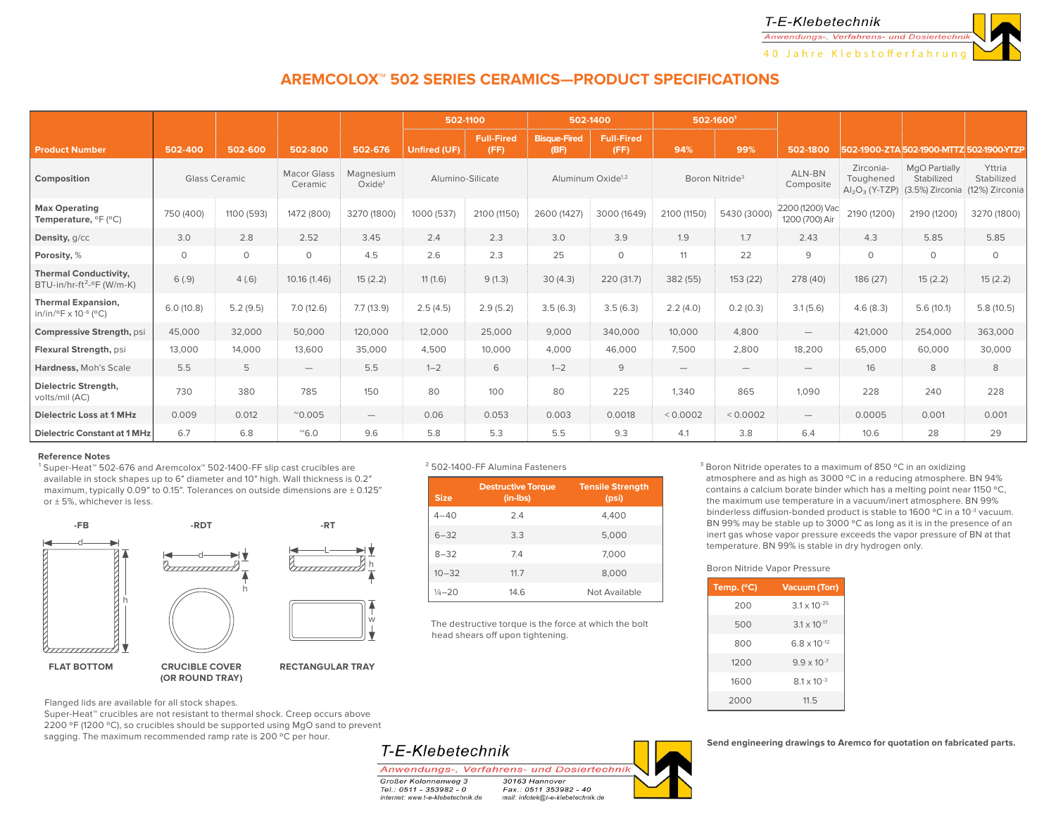T-E-Klebetechnik
Anwendungs-, Verfahrens- und Dosiertechnik
40 Jahre Klebstofferfahrung

# AREMCOLOX™ 502 SERIES CERAMICS—PRODUCT SPECIFICATIONS

| Product Number | 502-400 | 502-600 | 502-800 | 502-676 | 502-1100 | | 502-1400 | | 502-1600[1] | | 502-1800 | 502-1900-ZTA | 502-1900-MTTZ | 502-1900-YTZP |
|---|---|---|---|---|---|---|---|---|---|---|---|---|---|---|
| | | | | | Unfired (UF) | Full-Fired (FF) | Bisque-Fired (BF) | Full-Fired (FF) | 94% | 99% | | | | |
| **Composition** | Glass Ceramic | | Macor Glass Ceramic | Magnesium Oxide[1] | Alumino-Silicate | | Aluminum Oxide[1,2] | | Boron Nitride[3] | | ALN-BN Composite | Zirconia-Toughened $Al_2O_3$ (Y-TZP) | MgO Partially Stabilized (3.5%) Zirconia | Yttria Stabilized (12%) Zirconia |
| **Max Operating Temperature,** °F (°C) | 750 (400) | 1100 (593) | 1472 (800) | 3270 (1800) | 1000 (537) | 2100 (1150) | 2600 (1427) | 3000 (1649) | 2100 (1150) | 5430 (3000) | 2200 (1200) Vac 1200 (700) Air | 2190 (1200) | 2190 (1200) | 3270 (1800) |
| **Density,** g/cc | 3.0 | 2.8 | 2.52 | 3.45 | 2.4 | 2.3 | 3.0 | 3.9 | 1.9 | 1.7 | 2.43 | 4.3 | 5.85 | 5.85 |
| **Porosity,** % | 0 | 0 | 0 | 4.5 | 2.6 | 2.3 | 25 | 0 | 11 | 22 | 9 | 0 | 0 | 0 |
| **Thermal Conductivity,** BTU-in/hr-ft$^2$-°F (W/m-K) | 6 (.9) | 4 (.6) | 10.16 (1.46) | 15 (2.2) | 11 (1.6) | 9 (1.3) | 30 (4.3) | 220 (31.7) | 382 (55) | 153 (22) | 278 (40) | 186 (27) | 15 (2.2) | 15 (2.2) |
| **Thermal Expansion,** in/in/°F x $10^{-6}$ (°C) | 6.0 (10.8) | 5.2 (9.5) | 7.0 (12.6) | 7.7 (13.9) | 2.5 (4.5) | 2.9 (5.2) | 3.5 (6.3) | 3.5 (6.3) | 2.2 (4.0) | 0.2 (0.3) | 3.1 (5.6) | 4.6 (8.3) | 5.6 (10.1) | 5.8 (10.5) |
| **Compressive Strength,** psi | 45,000 | 32,000 | 50,000 | 120,000 | 12,000 | 25,000 | 9,000 | 340,000 | 10,000 | 4,800 | — | 421,000 | 254,000 | 363,000 |
| **Flexural Strength,** psi | 13,000 | 14,000 | 13,600 | 35,000 | 4,500 | 10,000 | 4,000 | 46,000 | 7,500 | 2,800 | 18,200 | 65,000 | 60,000 | 30,000 |
| **Hardness,** Moh's Scale | 5.5 | 5 | — | 5.5 | 1–2 | 6 | 1–2 | 9 | — | — | — | 16 | 8 | 8 |
| **Dielectric Strength,** volts/mil (AC) | 730 | 380 | 785 | 150 | 80 | 100 | 80 | 225 | 1,340 | 865 | 1,090 | 228 | 240 | 228 |
| **Dielectric Loss at 1 MHz** | 0.009 | 0.012 | ~0.005 | — | 0.06 | 0.053 | 0.003 | 0.0018 | < 0.0002 | < 0.0002 | — | 0.0005 | 0.001 | 0.001 |
| **Dielectric Constant at 1 MHz** | 6.7 | 6.8 | ~6.0 | 9.6 | 5.8 | 5.3 | 5.5 | 9.3 | 4.1 | 3.8 | 6.4 | 10.6 | 28 | 29 |

**Reference Notes**

[1] Super-Heat™ 502-676 and Aremcolox™ 502-1400-FF slip cast crucibles are available in stock shapes up to 6" diameter and 10" high. Wall thickness is 0.2" maximum, typically 0.09" to 0.15". Tolerances on outside dimensions are ± 0.125" or ± 5%, whichever is less.

-FB — FLAT BOTTOM

-RDT — CRUCIBLE COVER (OR ROUND TRAY)

-RT — RECTANGULAR TRAY

Flanged lids are available for all stock shapes.
Super-Heat™ crucibles are not resistant to thermal shock. Creep occurs above 2200 °F (1200 °C), so crucibles should be supported using MgO sand to prevent sagging. The maximum recommended ramp rate is 200 °C per hour.

[2] 502-1400-FF Alumina Fasteners

| Size | Destructive Torque (in-lbs) | Tensile Strength (psi) |
|---|---|---|
| 4–40 | 2.4 | 4,400 |
| 6–32 | 3.3 | 5,000 |
| 8–32 | 7.4 | 7,000 |
| 10–32 | 11.7 | 8,000 |
| ¼–20 | 14.6 | Not Available |

The destructive torque is the force at which the bolt head shears off upon tightening.

[3] Boron Nitride operates to a maximum of 850 °C in an oxidizing atmosphere and as high as 3000 °C in a reducing atmosphere. BN 94% contains a calcium borate binder which has a melting point near 1150 °C, the maximum use temperature in a vacuum/inert atmosphere. BN 99% binderless diffusion-bonded product is stable to 1600 °C in a $10^{-3}$ vacuum. BN 99% may be stable up to 3000 °C as long as it is in the presence of an inert gas whose vapor pressure exceeds the vapor pressure of BN at that temperature. BN 99% is stable in dry hydrogen only.

Boron Nitride Vapor Pressure

| Temp. (°C) | Vacuum (Torr) |
|---|---|
| 200 | $3.1 \times 10^{-25}$ |
| 500 | $3.1 \times 10^{-17}$ |
| 800 | $6.8 \times 10^{-12}$ |
| 1200 | $9.9 \times 10^{-7}$ |
| 1600 | $8.1 \times 10^{-3}$ |
| 2000 | 11.5 |

**Send engineering drawings to Aremco for quotation on fabricated parts.**

T-E-Klebetechnik
Anwendungs-, Verfahrens- und Dosiertechnik
Großer Kolonnenweg 3 — 30163 Hannover
Tel.: 0511 - 353982 - 0 — Fax.: 0511 353982 - 40
internet: www.t-e-klebetechnik.de — mail: infotek@t-e-klebetechnik.de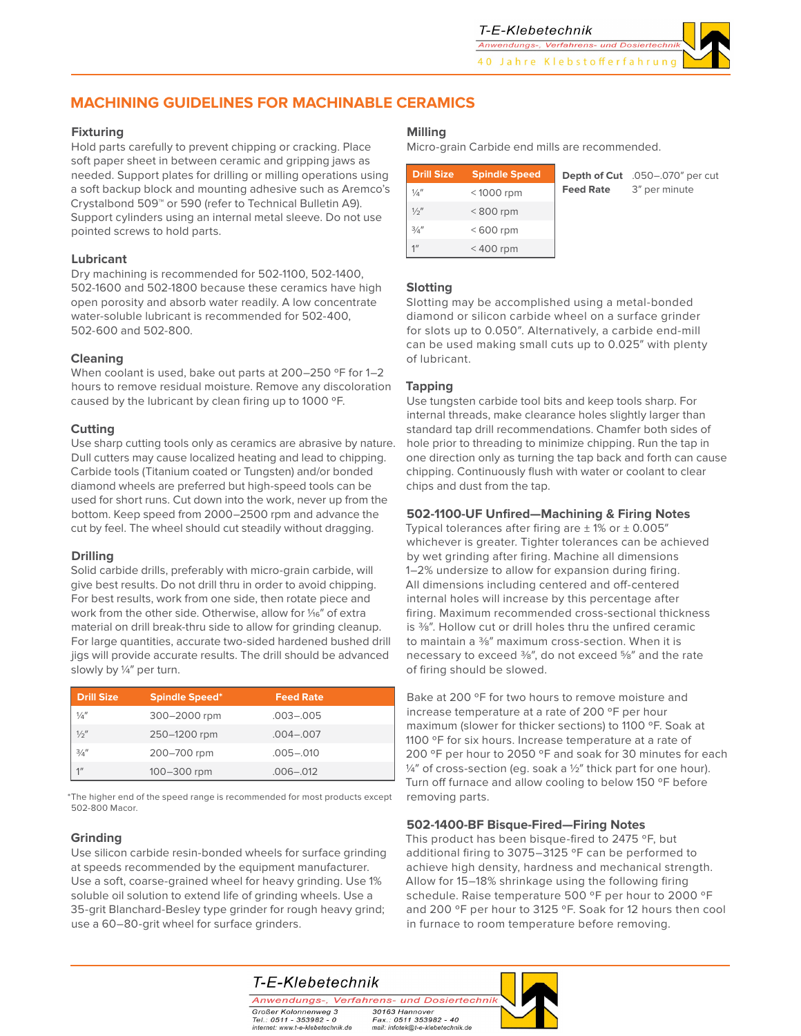## MACHINING GUIDELINES FOR MACHINABLE CERAMICS

### Fixturing

Hold parts carefully to prevent chipping or cracking. Place soft paper sheet in between ceramic and gripping jaws as needed. Support plates for drilling or milling operations using a soft backup block and mounting adhesive such as Aremco's Crystalbond 509™ or 590 (refer to Technical Bulletin A9). Support cylinders using an internal metal sleeve. Do not use pointed screws to hold parts.

### Lubricant

Dry machining is recommended for 502-1100, 502-1400, 502-1600 and 502-1800 because these ceramics have high open porosity and absorb water readily. A low concentrate water-soluble lubricant is recommended for 502-400, 502-600 and 502-800.

### Cleaning

When coolant is used, bake out parts at 200–250 °F for 1–2 hours to remove residual moisture. Remove any discoloration caused by the lubricant by clean firing up to 1000 °F.

### Cutting

Use sharp cutting tools only as ceramics are abrasive by nature. Dull cutters may cause localized heating and lead to chipping. Carbide tools (Titanium coated or Tungsten) and/or bonded diamond wheels are preferred but high-speed tools can be used for short runs. Cut down into the work, never up from the bottom. Keep speed from 2000–2500 rpm and advance the cut by feel. The wheel should cut steadily without dragging.

### Drilling

Solid carbide drills, preferably with micro-grain carbide, will give best results. Do not drill thru in order to avoid chipping. For best results, work from one side, then rotate piece and work from the other side. Otherwise, allow for 1⁄16″ of extra material on drill break-thru side to allow for grinding cleanup. For large quantities, accurate two-sided hardened bushed drill jigs will provide accurate results. The drill should be advanced slowly by ¼″ per turn.

| Drill Size | Spindle Speed* | Feed Rate |
|---|---|---|
| ¼″ | 300–2000 rpm | .003–.005 |
| ½″ | 250–1200 rpm | .004–.007 |
| ¾″ | 200–700 rpm | .005–.010 |
| 1″ | 100–300 rpm | .006–.012 |

*The higher end of the speed range is recommended for most products except 502-800 Macor.

### Grinding

Use silicon carbide resin-bonded wheels for surface grinding at speeds recommended by the equipment manufacturer. Use a soft, coarse-grained wheel for heavy grinding. Use 1% soluble oil solution to extend life of grinding wheels. Use a 35-grit Blanchard-Besley type grinder for rough heavy grind; use a 60–80-grit wheel for surface grinders.

### Milling

Micro-grain Carbide end mills are recommended.

| Drill Size | Spindle Speed |
|---|---|
| ¼″ | < 1000 rpm |
| ½″ | < 800 rpm |
| ¾″ | < 600 rpm |
| 1″ | < 400 rpm |

**Depth of Cut** .050–.070″ per cut
**Feed Rate** 3″ per minute

### Slotting

Slotting may be accomplished using a metal-bonded diamond or silicon carbide wheel on a surface grinder for slots up to 0.050″. Alternatively, a carbide end-mill can be used making small cuts up to 0.025″ with plenty of lubricant.

### Tapping

Use tungsten carbide tool bits and keep tools sharp. For internal threads, make clearance holes slightly larger than standard tap drill recommendations. Chamfer both sides of hole prior to threading to minimize chipping. Run the tap in one direction only as turning the tap back and forth can cause chipping. Continuously flush with water or coolant to clear chips and dust from the tap.

### 502-1100-UF Unfired—Machining & Firing Notes

Typical tolerances after firing are ± 1% or ± 0.005″ whichever is greater. Tighter tolerances can be achieved by wet grinding after firing. Machine all dimensions 1–2% undersize to allow for expansion during firing. All dimensions including centered and off-centered internal holes will increase by this percentage after firing. Maximum recommended cross-sectional thickness is ⅜″. Hollow cut or drill holes thru the unfired ceramic to maintain a ⅜″ maximum cross-section. When it is necessary to exceed ⅜″, do not exceed ⅝″ and the rate of firing should be slowed.

Bake at 200 °F for two hours to remove moisture and increase temperature at a rate of 200 °F per hour maximum (slower for thicker sections) to 1100 °F. Soak at 1100 °F for six hours. Increase temperature at a rate of 200 °F per hour to 2050 °F and soak for 30 minutes for each ¼″ of cross-section (eg. soak a ½″ thick part for one hour). Turn off furnace and allow cooling to below 150 °F before removing parts.

### 502-1400-BF Bisque-Fired—Firing Notes

This product has been bisque-fired to 2475 °F, but additional firing to 3075–3125 °F can be performed to achieve high density, hardness and mechanical strength. Allow for 15–18% shrinkage using the following firing schedule. Raise temperature 500 °F per hour to 2000 °F and 200 °F per hour to 3125 °F. Soak for 12 hours then cool in furnace to room temperature before removing.